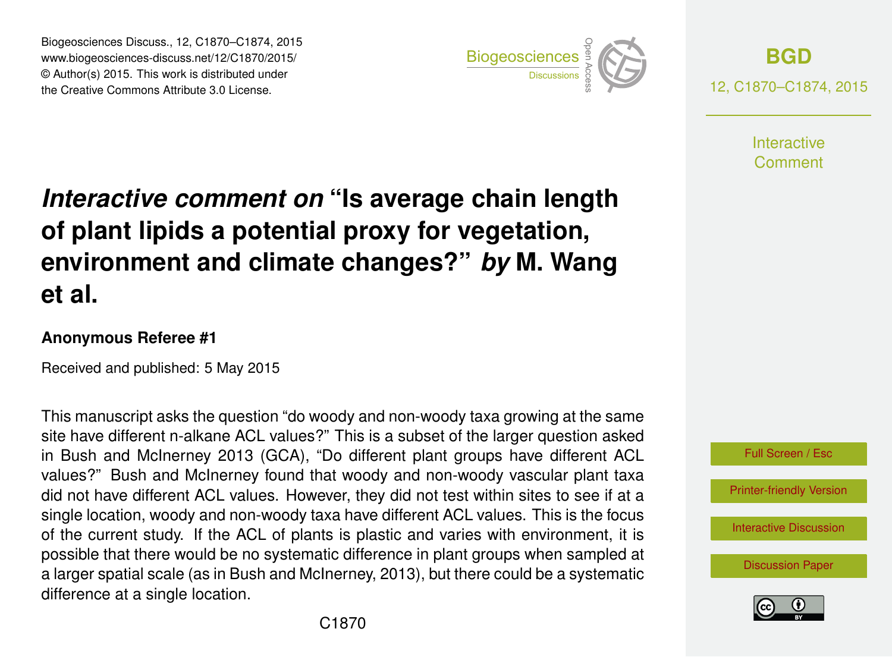# *Interactive comment on* "Is average chain length of plant lipids a potential proxy for vegetation, environment and climate changes?" *by* M. Wang et al.

**Anonymous Referee #1**

Received and published: 5 May 2015

This manuscript asks the question "do woody and non-woody taxa growing at the same site have different n-alkane ACL values?" This is a subset of the larger question asked in Bush and McInerney 2013 (GCA), "Do different plant groups have different ACL values?" Bush and McInerney found that woody and non-woody vascular plant taxa did not have different ACL values. However, they did not test within sites to see if at a single location, woody and non-woody taxa have different ACL values. This is the focus of the current study. If the ACL of plants is plastic and varies with environment, it is possible that there would be no systematic difference in plant groups when sampled at a larger spatial scale (as in Bush and McInerney, 2013), but there could be a systematic difference at a single location.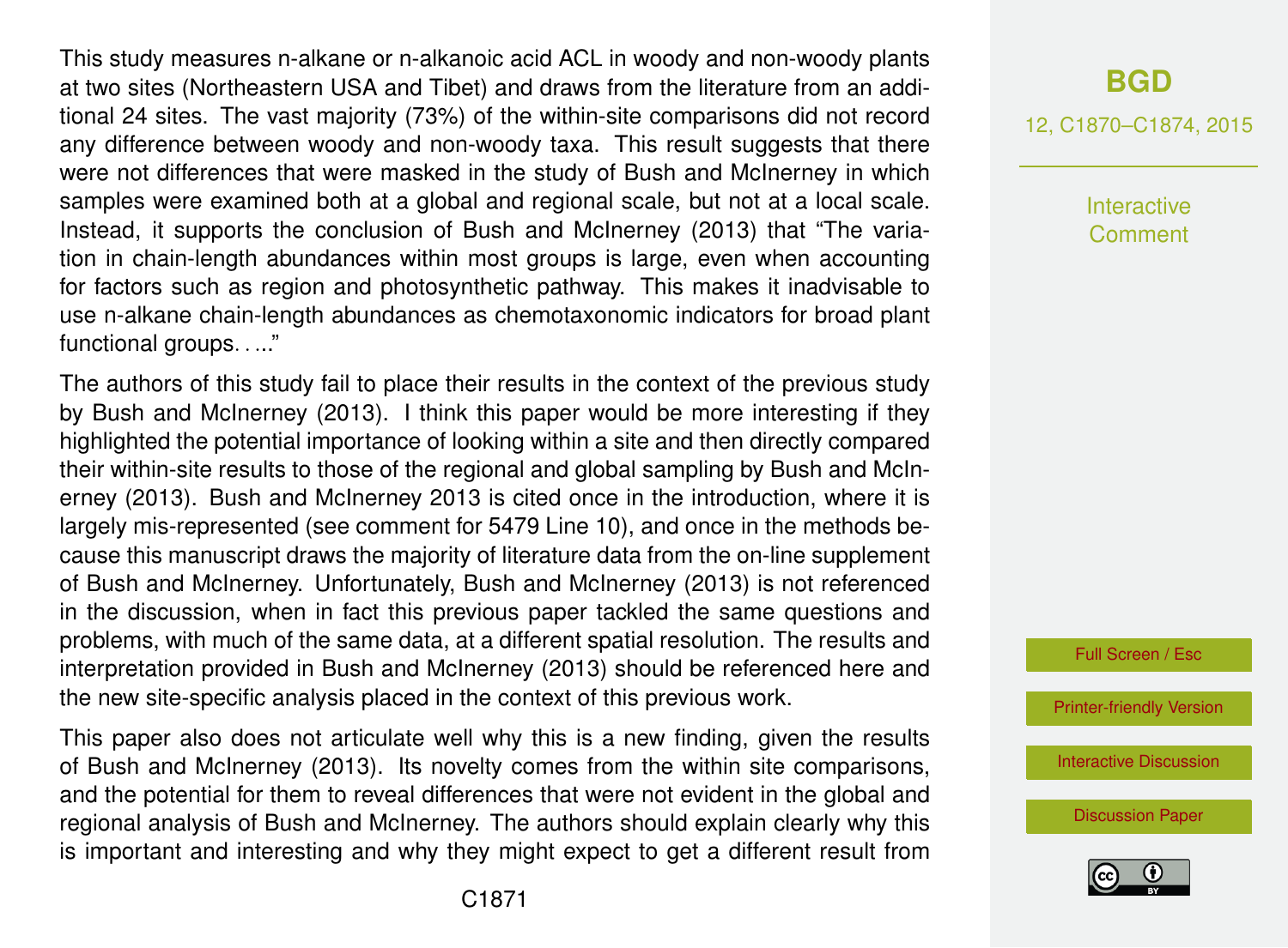This study measures n-alkane or n-alkanoic acid ACL in woody and non-woody plants at two sites (Northeastern USA and Tibet) and draws from the literature from an additional 24 sites. The vast majority (73%) of the within-site comparisons did not record any difference between woody and non-woody taxa. This result suggests that there were not differences that were masked in the study of Bush and McInerney in which samples were examined both at a global and regional scale, but not at a local scale. Instead, it supports the conclusion of Bush and McInerney (2013) that "The variation in chain-length abundances within most groups is large, even when accounting for factors such as region and photosynthetic pathway. This makes it inadvisable to use n-alkane chain-length abundances as chemotaxonomic indicators for broad plant functional groups. . ...."

The authors of this study fail to place their results in the context of the previous study by Bush and McInerney (2013). I think this paper would be more interesting if they highlighted the potential importance of looking within a site and then directly compared their within-site results to those of the regional and global sampling by Bush and McInerney (2013). Bush and McInerney 2013 is cited once in the introduction, where it is largely mis-represented (see comment for 5479 Line 10), and once in the methods because this manuscript draws the majority of literature data from the on-line supplement of Bush and McInerney. Unfortunately, Bush and McInerney (2013) is not referenced in the discussion, when in fact this previous paper tackled the same questions and problems, with much of the same data, at a different spatial resolution. The results and interpretation provided in Bush and McInerney (2013) should be referenced here and the new site-specific analysis placed in the context of this previous work.

This paper also does not articulate well why this is a new finding, given the results of Bush and McInerney (2013). Its novelty comes from the within site comparisons, and the potential for them to reveal differences that were not evident in the global and regional analysis of Bush and McInerney. The authors should explain clearly why this is important and interesting and why they might expect to get a different result from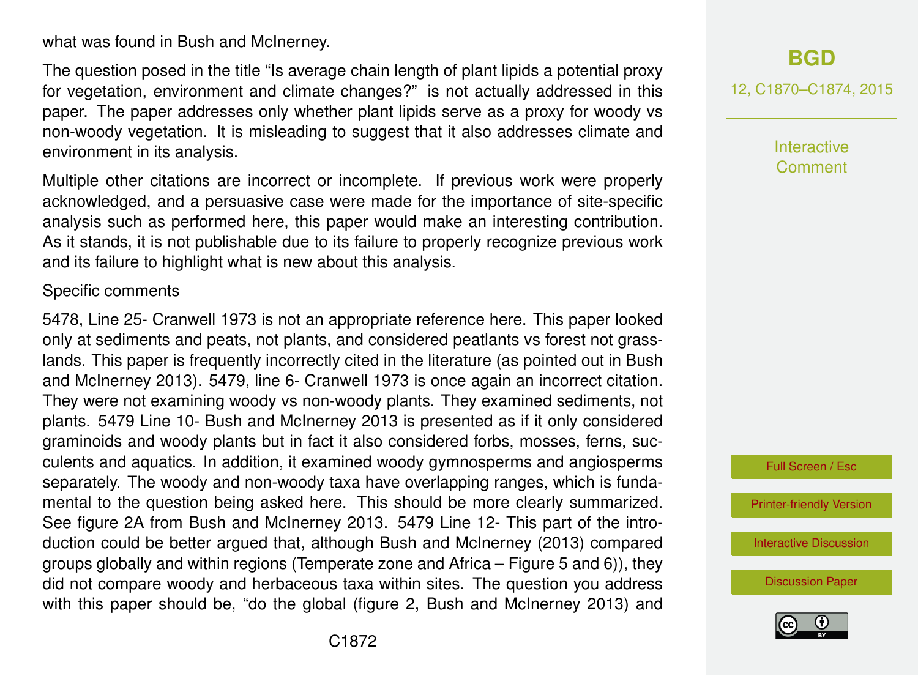what was found in Bush and McInerney.

The question posed in the title "Is average chain length of plant lipids a potential proxy for vegetation, environment and climate changes?" is not actually addressed in this paper. The paper addresses only whether plant lipids serve as a proxy for woody vs non-woody vegetation. It is misleading to suggest that it also addresses climate and environment in its analysis.

Multiple other citations are incorrect or incomplete. If previous work were properly acknowledged, and a persuasive case were made for the importance of site-specific analysis such as performed here, this paper would make an interesting contribution. As it stands, it is not publishable due to its failure to properly recognize previous work and its failure to highlight what is new about this analysis.

Specific comments

5478, Line 25- Cranwell 1973 is not an appropriate reference here. This paper looked only at sediments and peats, not plants, and considered peatlants vs forest not grasslands. This paper is frequently incorrectly cited in the literature (as pointed out in Bush and McInerney 2013). 5479, line 6- Cranwell 1973 is once again an incorrect citation. They were not examining woody vs non-woody plants. They examined sediments, not plants. 5479 Line 10- Bush and McInerney 2013 is presented as if it only considered graminoids and woody plants but in fact it also considered forbs, mosses, ferns, succulents and aquatics. In addition, it examined woody gymnosperms and angiosperms separately. The woody and non-woody taxa have overlapping ranges, which is fundamental to the question being asked here. This should be more clearly summarized. See figure 2A from Bush and McInerney 2013. 5479 Line 12- This part of the introduction could be better argued that, although Bush and McInerney (2013) compared groups globally and within regions (Temperate zone and Africa – Figure 5 and 6)), they did not compare woody and herbaceous taxa within sites. The question you address with this paper should be, "do the global (figure 2, Bush and McInerney 2013) and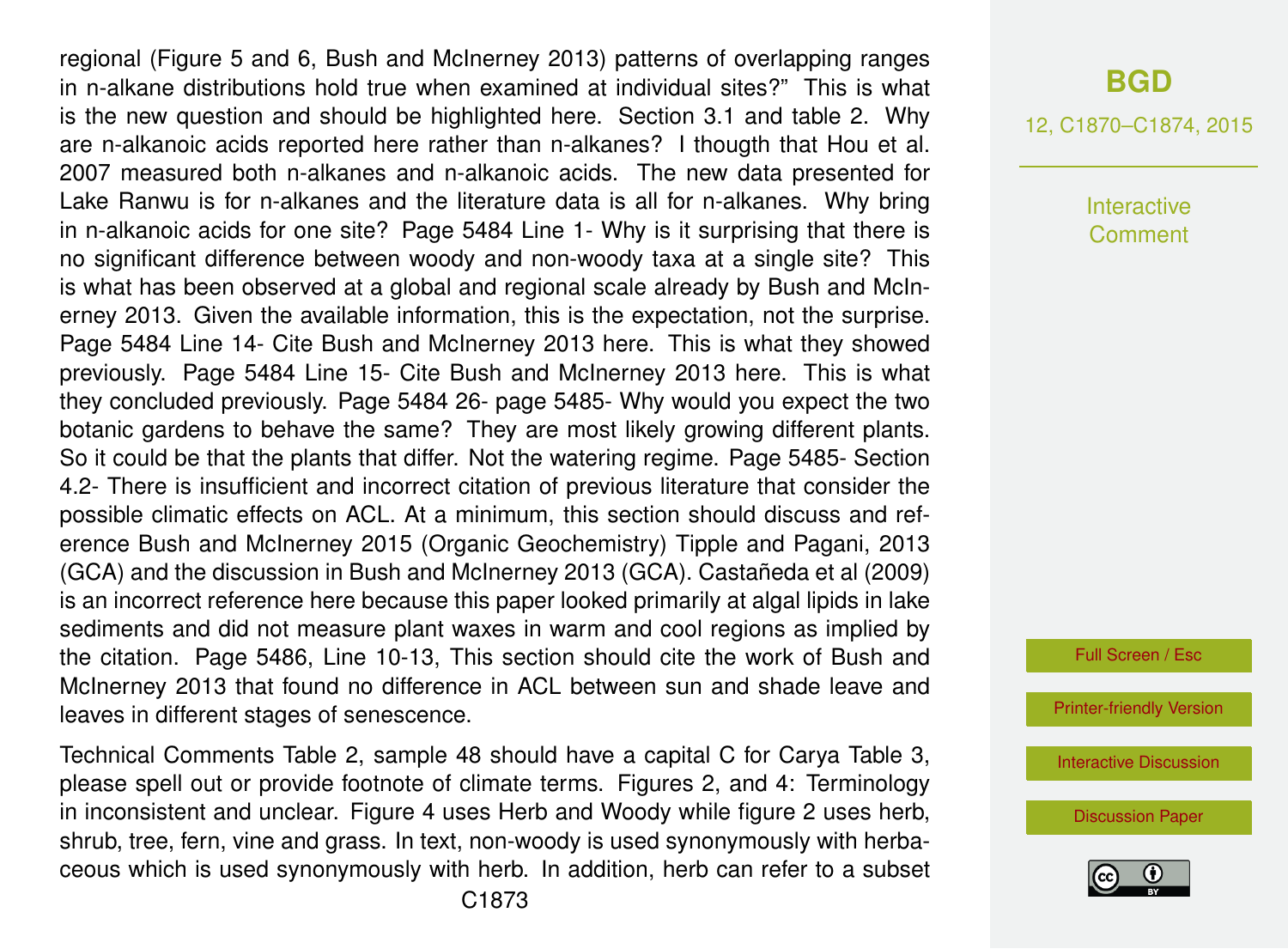regional (Figure 5 and 6, Bush and McInerney 2013) patterns of overlapping ranges in n-alkane distributions hold true when examined at individual sites?" This is what is the new question and should be highlighted here. Section 3.1 and table 2. Why are n-alkanoic acids reported here rather than n-alkanes? I thougth that Hou et al. 2007 measured both n-alkanes and n-alkanoic acids. The new data presented for Lake Ranwu is for n-alkanes and the literature data is all for n-alkanes. Why bring in n-alkanoic acids for one site? Page 5484 Line 1- Why is it surprising that there is no significant difference between woody and non-woody taxa at a single site? This is what has been observed at a global and regional scale already by Bush and McInerney 2013. Given the available information, this is the expectation, not the surprise. Page 5484 Line 14- Cite Bush and McInerney 2013 here. This is what they showed previously. Page 5484 Line 15- Cite Bush and McInerney 2013 here. This is what they concluded previously. Page 5484 26- page 5485- Why would you expect the two botanic gardens to behave the same? They are most likely growing different plants. So it could be that the plants that differ. Not the watering regime. Page 5485- Section 4.2- There is insufficient and incorrect citation of previous literature that consider the possible climatic effects on ACL. At a minimum, this section should discuss and reference Bush and McInerney 2015 (Organic Geochemistry) Tipple and Pagani, 2013 (GCA) and the discussion in Bush and McInerney 2013 (GCA). Castañeda et al (2009) is an incorrect reference here because this paper looked primarily at algal lipids in lake sediments and did not measure plant waxes in warm and cool regions as implied by the citation. Page 5486, Line 10-13, This section should cite the work of Bush and McInerney 2013 that found no difference in ACL between sun and shade leave and leaves in different stages of senescence.

Technical Comments Table 2, sample 48 should have a capital C for Carya Table 3, please spell out or provide footnote of climate terms. Figures 2, and 4: Terminology in inconsistent and unclear. Figure 4 uses Herb and Woody while figure 2 uses herb, shrub, tree, fern, vine and grass. In text, non-woody is used synonymously with herbaceous which is used synonymously with herb. In addition, herb can refer to a subset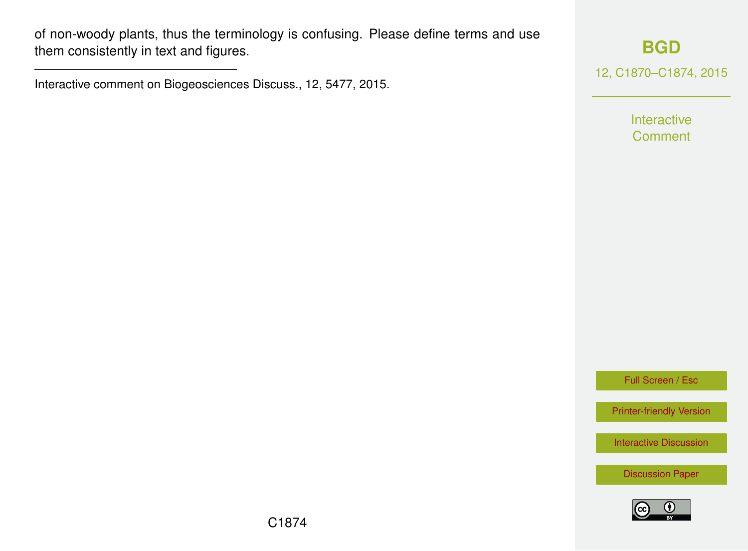of non-woody plants, thus the terminology is confusing. Please define terms and use them consistently in text and figures.

---

Interactive comment on Biogeosciences Discuss., 12, 5477, 2015.